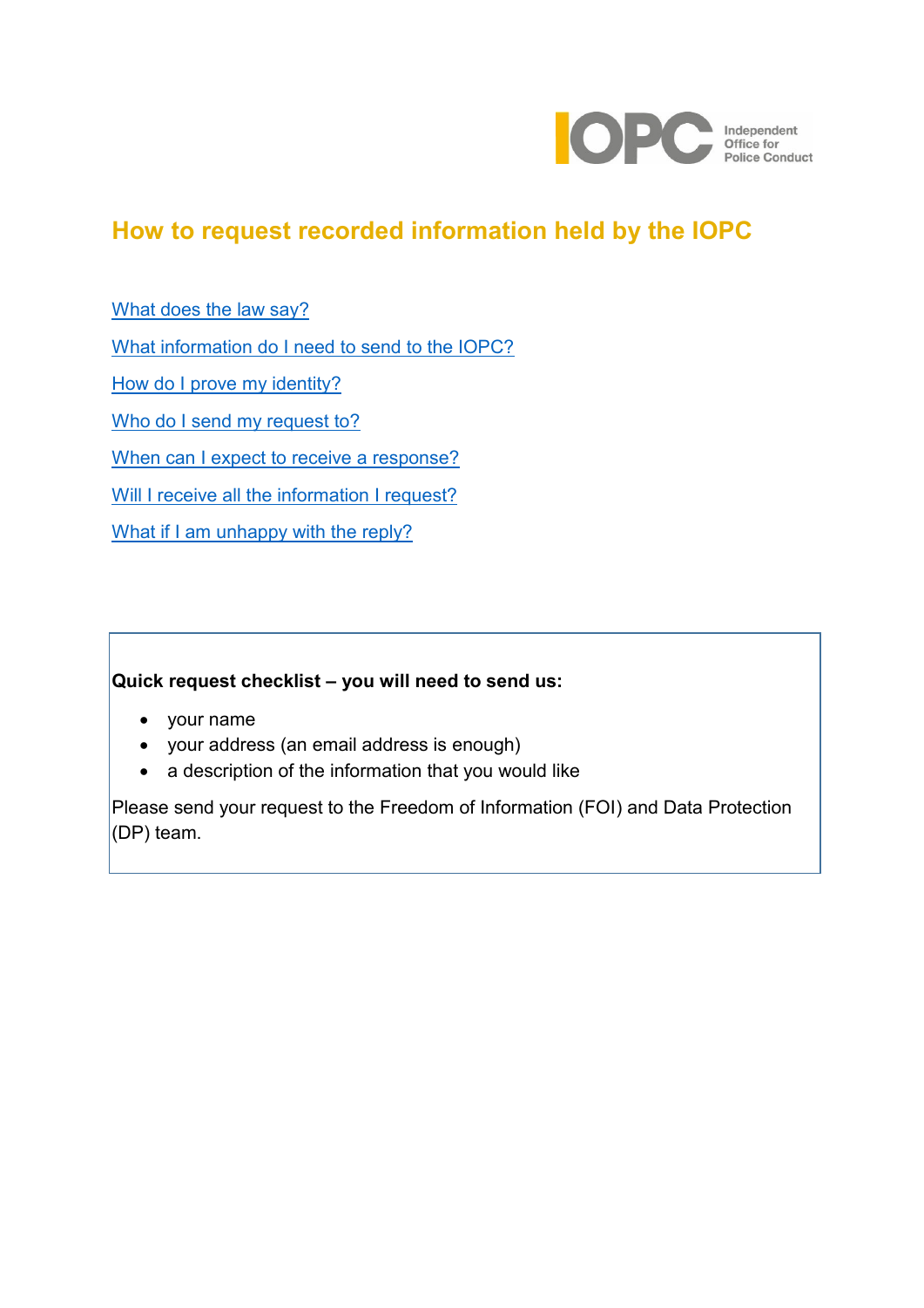# How to request recorded information held by the IOPC

[What does the law say?](#)

[What information do I need to send to the IOPC?](#)

[How do I prove my identity?](#)

[Who do I send my request to?](#)

[When can I expect to receive a response?](#)

[Will I receive all the information I request?](#)

[What if I am unhappy with the reply?](#)

**Quick request checklist – you will need to send us:**

- your name
- your address (an email address is enough)
- a description of the information that you would like

Please send your request to the Freedom of Information (FOI) and Data Protection (DP) team.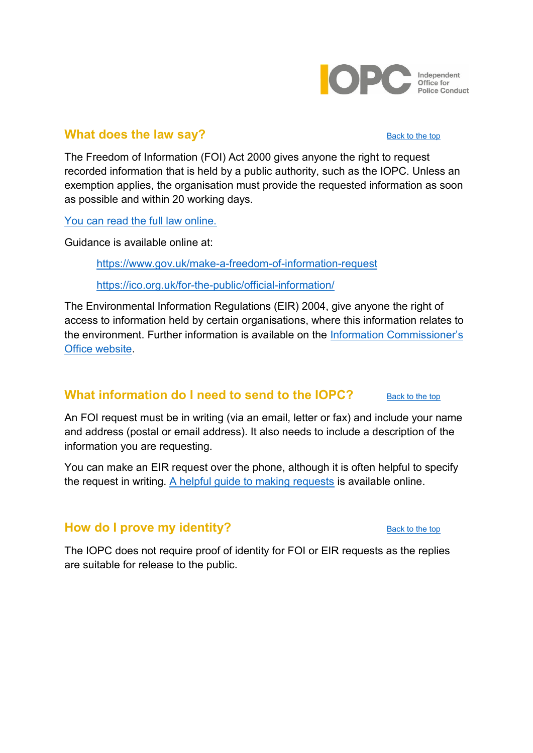## What does the law say?

[Back to the top]

The Freedom of Information (FOI) Act 2000 gives anyone the right to request recorded information that is held by a public authority, such as the IOPC. Unless an exemption applies, the organisation must provide the requested information as soon as possible and within 20 working days.

You can read the full law online.

Guidance is available online at:

> https://www.gov.uk/make-a-freedom-of-information-request
>
> https://ico.org.uk/for-the-public/official-information/

The Environmental Information Regulations (EIR) 2004, give anyone the right of access to information held by certain organisations, where this information relates to the environment. Further information is available on the Information Commissioner's Office website.

## What information do I need to send to the IOPC?

[Back to the top]

An FOI request must be in writing (via an email, letter or fax) and include your name and address (postal or email address). It also needs to include a description of the information you are requesting.

You can make an EIR request over the phone, although it is often helpful to specify the request in writing. A helpful guide to making requests is available online.

## How do I prove my identity?

[Back to the top]

The IOPC does not require proof of identity for FOI or EIR requests as the replies are suitable for release to the public.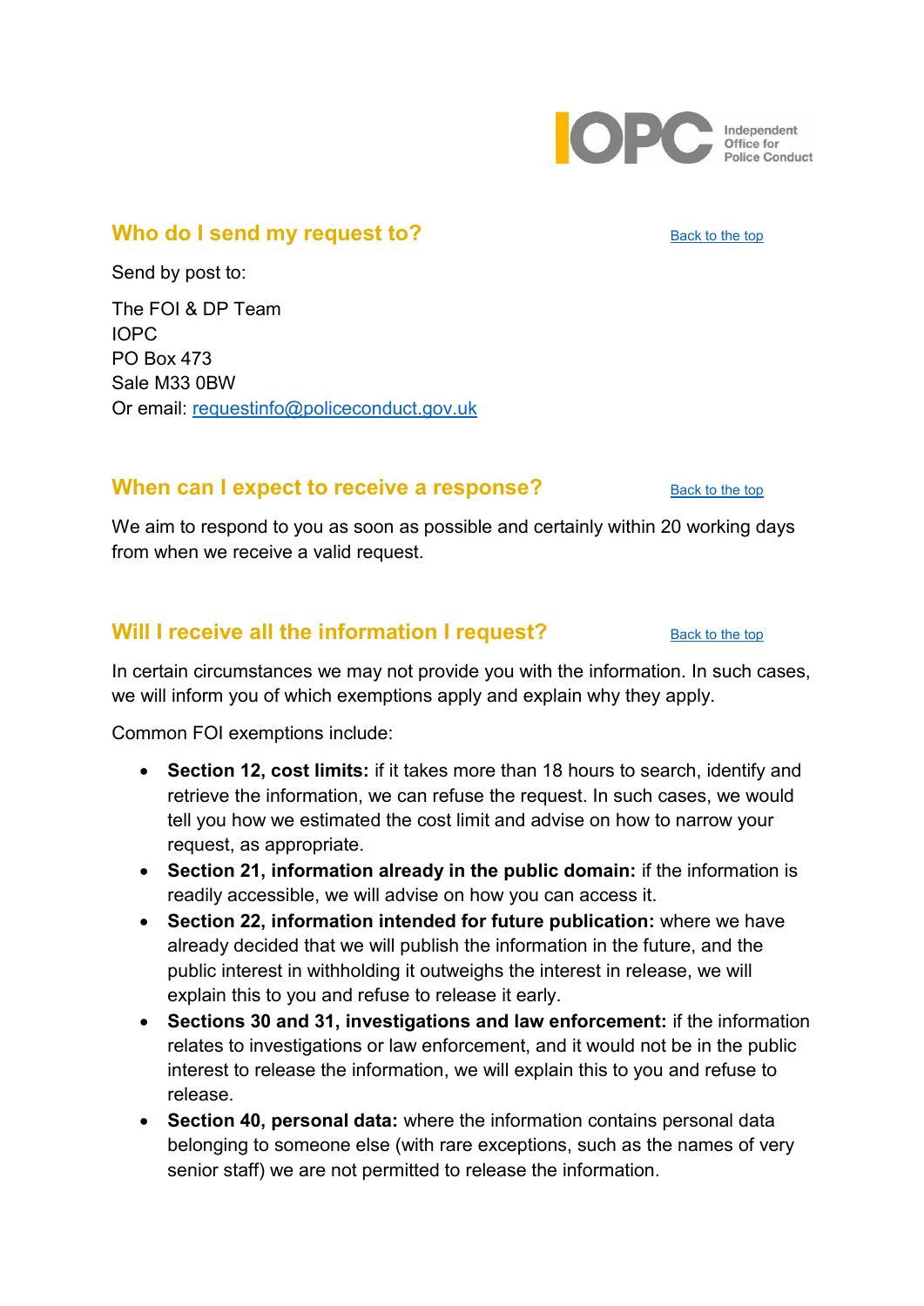## Who do I send my request to?

[Back to the top]

Send by post to:

The FOI & DP Team
IOPC
PO Box 473
Sale M33 0BW
Or email: [requestinfo@policeconduct.gov.uk](mailto:requestinfo@policeconduct.gov.uk)

## When can I expect to receive a response?

[Back to the top]

We aim to respond to you as soon as possible and certainly within 20 working days from when we receive a valid request.

## Will I receive all the information I request?

[Back to the top]

In certain circumstances we may not provide you with the information. In such cases, we will inform you of which exemptions apply and explain why they apply.

Common FOI exemptions include:

- **Section 12, cost limits:** if it takes more than 18 hours to search, identify and retrieve the information, we can refuse the request. In such cases, we would tell you how we estimated the cost limit and advise on how to narrow your request, as appropriate.
- **Section 21, information already in the public domain:** if the information is readily accessible, we will advise on how you can access it.
- **Section 22, information intended for future publication:** where we have already decided that we will publish the information in the future, and the public interest in withholding it outweighs the interest in release, we will explain this to you and refuse to release it early.
- **Sections 30 and 31, investigations and law enforcement:** if the information relates to investigations or law enforcement, and it would not be in the public interest to release the information, we will explain this to you and refuse to release.
- **Section 40, personal data:** where the information contains personal data belonging to someone else (with rare exceptions, such as the names of very senior staff) we are not permitted to release the information.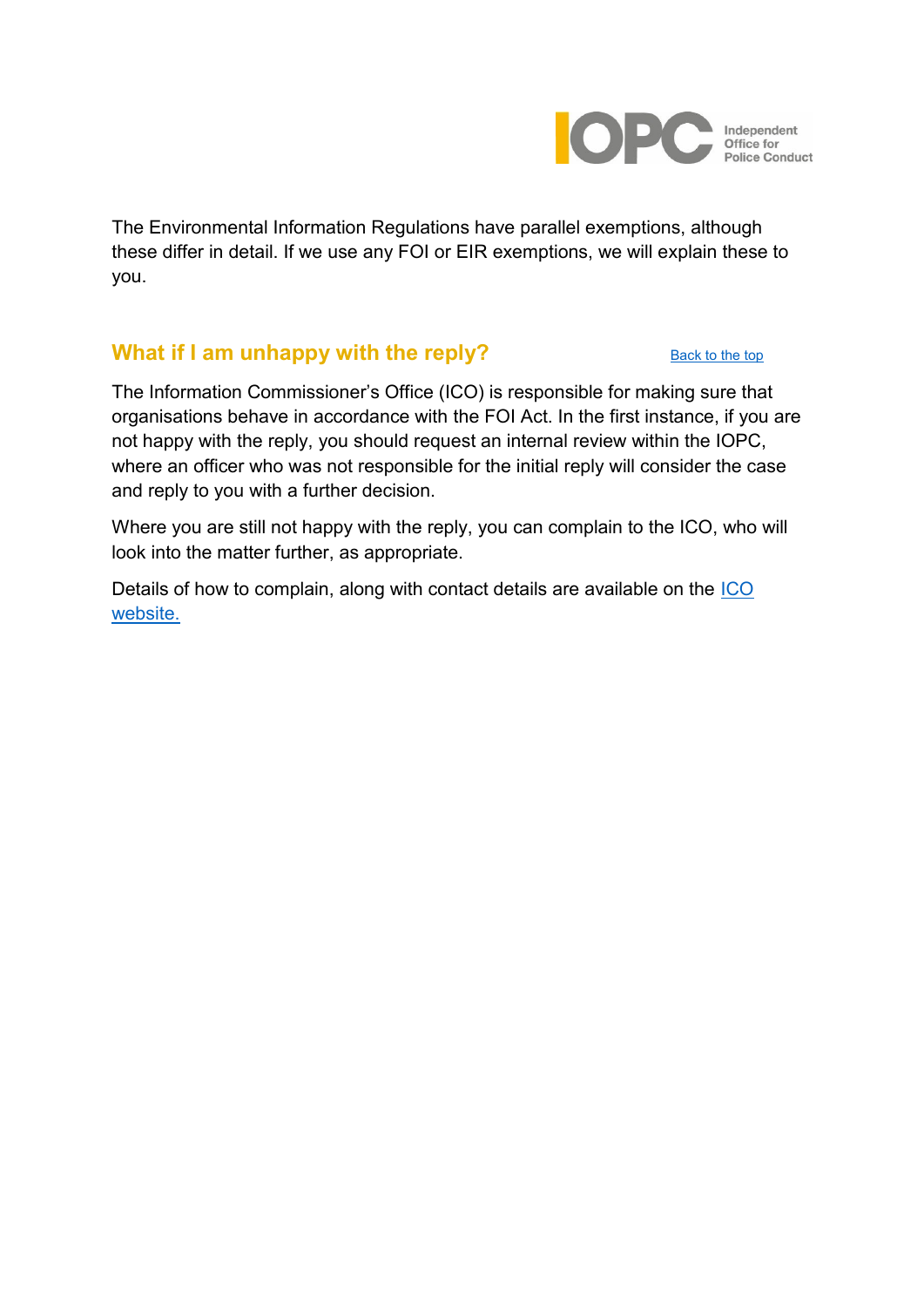The Environmental Information Regulations have parallel exemptions, although these differ in detail. If we use any FOI or EIR exemptions, we will explain these to you.

## What if I am unhappy with the reply?

Back to the top

The Information Commissioner's Office (ICO) is responsible for making sure that organisations behave in accordance with the FOI Act. In the first instance, if you are not happy with the reply, you should request an internal review within the IOPC, where an officer who was not responsible for the initial reply will consider the case and reply to you with a further decision.

Where you are still not happy with the reply, you can complain to the ICO, who will look into the matter further, as appropriate.

Details of how to complain, along with contact details are available on the ICO website.